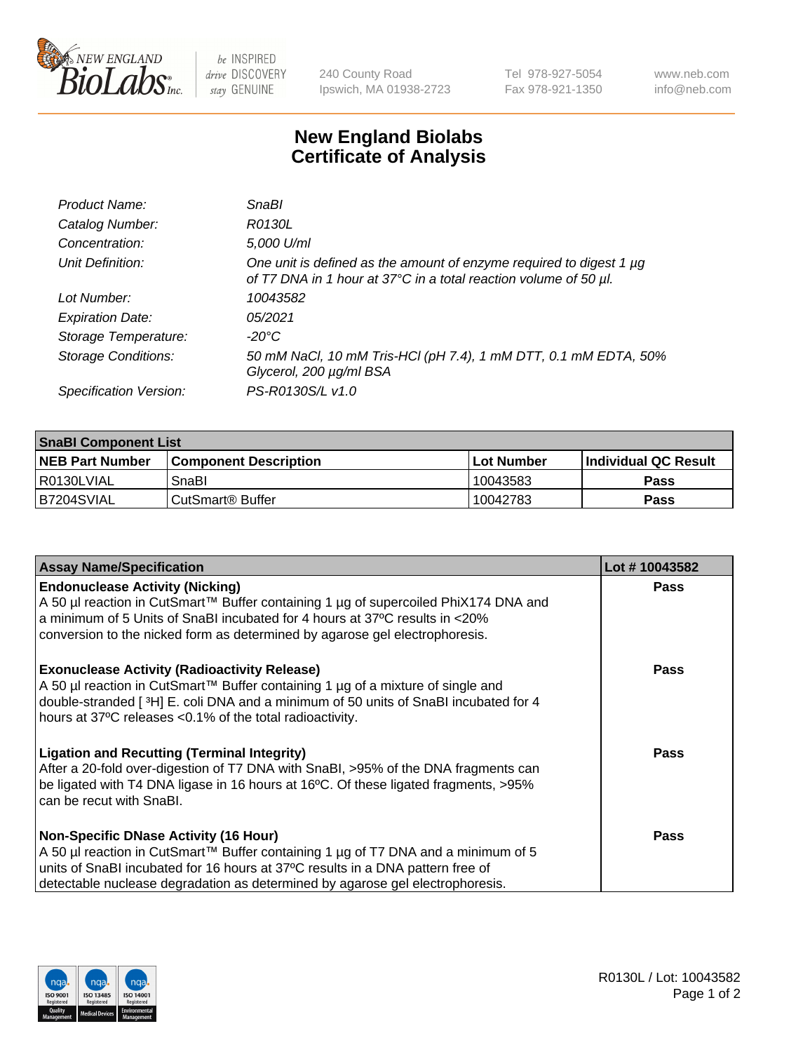# New England Biolabs
# Certificate of Analysis

| | |
|---|---|
| *Product Name:* | *SnaBI* |
| *Catalog Number:* | *R0130L* |
| *Concentration:* | *5,000 U/ml* |
| *Unit Definition:* | *One unit is defined as the amount of enzyme required to digest 1 µg of T7 DNA in 1 hour at 37°C in a total reaction volume of 50 µl.* |
| *Lot Number:* | *10043582* |
| *Expiration Date:* | *05/2021* |
| *Storage Temperature:* | *-20°C* |
| *Storage Conditions:* | *50 mM NaCl, 10 mM Tris-HCl (pH 7.4), 1 mM DTT, 0.1 mM EDTA, 50% Glycerol, 200 µg/ml BSA* |
| *Specification Version:* | *PS-R0130S/L v1.0* |

| **SnaBI Component List** | | | |
|---|---|---|---|
| **NEB Part Number** | **Component Description** | **Lot Number** | **Individual QC Result** |
| R0130LVIAL | SnaBI | 10043583 | **Pass** |
| B7204SVIAL | CutSmart® Buffer | 10042783 | **Pass** |

| **Assay Name/Specification** | **Lot # 10043582** |
|---|---|
| **Endonuclease Activity (Nicking)**<br>A 50 µl reaction in CutSmart™ Buffer containing 1 µg of supercoiled PhiX174 DNA and a minimum of 5 Units of SnaBI incubated for 4 hours at 37ºC results in <20% conversion to the nicked form as determined by agarose gel electrophoresis. | **Pass** |
| **Exonuclease Activity (Radioactivity Release)**<br>A 50 µl reaction in CutSmart™ Buffer containing 1 µg of a mixture of single and double-stranded [ $^3$H] E. coli DNA and a minimum of 50 units of SnaBI incubated for 4 hours at 37ºC releases <0.1% of the total radioactivity. | **Pass** |
| **Ligation and Recutting (Terminal Integrity)**<br>After a 20-fold over-digestion of T7 DNA with SnaBI, >95% of the DNA fragments can be ligated with T4 DNA ligase in 16 hours at 16ºC. Of these ligated fragments, >95% can be recut with SnaBI. | **Pass** |
| **Non-Specific DNase Activity (16 Hour)**<br>A 50 µl reaction in CutSmart™ Buffer containing 1 µg of T7 DNA and a minimum of 5 units of SnaBI incubated for 16 hours at 37ºC results in a DNA pattern free of detectable nuclease degradation as determined by agarose gel electrophoresis. | **Pass** |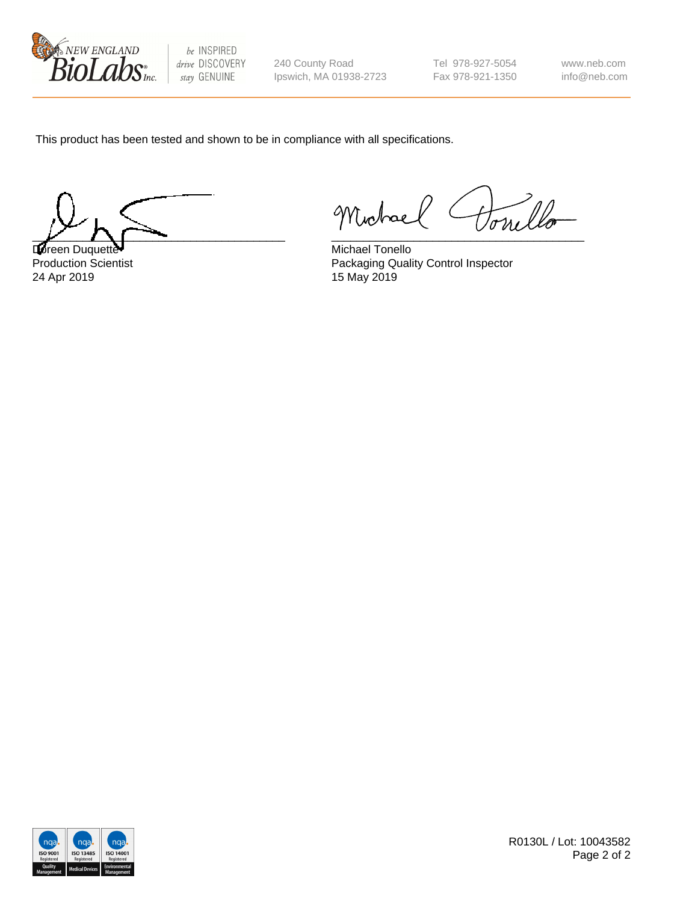This product has been tested and shown to be in compliance with all specifications.

Doreen Duquette
Production Scientist
24 Apr 2019

Michael Tonello
Packaging Quality Control Inspector
15 May 2019

R0130L / Lot: 10043582